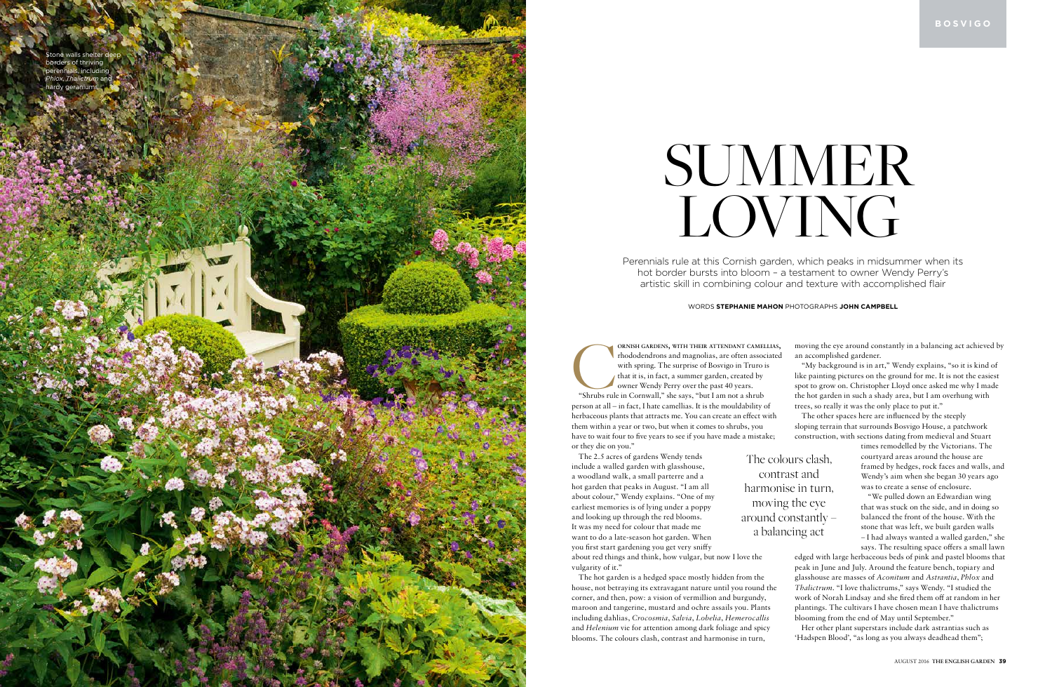Stone walls shelter deep borders of thriving perennials, including *Phlox*, *Thalictrum* and hardy geraniums

# SUMMER LOVING

Perennials rule at this Cornish garden, which peaks in midsummer when its hot border bursts into bloom – a testament to owner Wendy Perry's artistic skill in combining colour and texture with accomplished flair

WORDS **STEPHANIE MAHON** PHOTOGRAPHS **JOHN CAMPBELL**

CORNISH GARDENS, WITH THEIR ATTENDANT CAMELLIAS, rhododendrons and magnolias, are often associated with spring. The surprise of Bosvigo in Truro is that it is, in fact, a summer garden, created by owner Wendy Perry over the past 40 years.

"Shrubs rule in Cornwall," she says, "but I am not a shrub person at all – in fact, I hate camellias. It is the mouldability of herbaceous plants that attracts me. You can create an effect with them within a year or two, but when it comes to shrubs, you have to wait four to five years to see if you have made a mistake; or they die on you."

The 2.5 acres of gardens Wendy tends include a walled garden with glasshouse, a woodland walk, a small parterre and a hot garden that peaks in August. "I am all about colour," Wendy explains. "One of my earliest memories is of lying under a poppy and looking up through the red blooms. It was my need for colour that made me want to do a late-season hot garden. When you first start gardening you get very sniffy about red things and think, how vulgar, but now I love the vulgarity of it."

The hot garden is a hedged space mostly hidden from the house, not betraying its extravagant nature until you round the corner, and then, pow: a vision of vermillion and burgundy, maroon and tangerine, mustard and ochre assails you. Plants including dahlias, *Crocosmia*, *Salvia*, *Lobelia*, *Hemerocallis* and *Helenium* vie for attention among dark foliage and spicy blooms. The colours clash, contrast and harmonise in turn, moving the eye around constantly in a balancing act achieved by an accomplished gardener.

> The colours clash, contrast and harmonise in turn, moving the eye around constantly – a balancing act

"My background is in art," Wendy explains, "so it is kind of like painting pictures on the ground for me. It is not the easiest spot to grow on. Christopher Lloyd once asked me why I made the hot garden in such a shady area, but I am overhung with trees, so really it was the only place to put it."

The other spaces here are influenced by the steeply sloping terrain that surrounds Bosvigo House, a patchwork construction, with sections dating from medieval and Stuart times remodelled by the Victorians. The courtyard areas around the house are framed by hedges, rock faces and walls, and Wendy's aim when she began 30 years ago was to create a sense of enclosure.

"We pulled down an Edwardian wing that was stuck on the side, and in doing so balanced the front of the house. With the stone that was left, we built garden walls – I had always wanted a walled garden," she says. The resulting space offers a small lawn edged with large herbaceous beds of pink and pastel blooms that peak in June and July. Around the feature bench, topiary and glasshouse are masses of *Aconitum* and *Astrantia*, *Phlox* and *Thalictrum*. "I love thalictrums," says Wendy. "I studied the work of Norah Lindsay and she fired them off at random in her plantings. The cultivars I have chosen mean I have thalictrums blooming from the end of May until September."

Her other plant superstars include dark astrantias such as 'Hadspen Blood', "as long as you always deadhead them";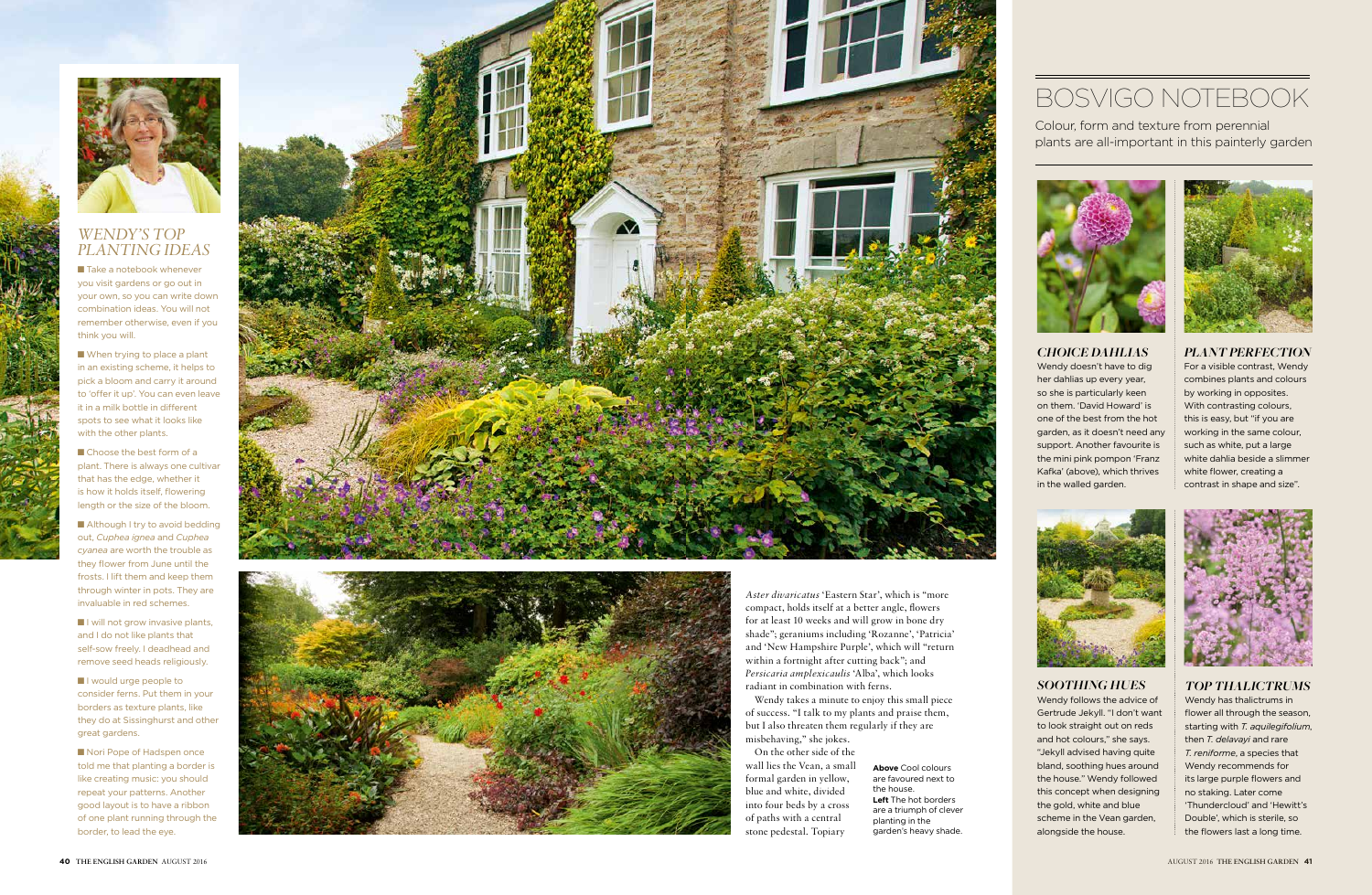## WENDY'S TOP PLANTING IDEAS

- Take a notebook whenever you visit gardens or go out in your own, so you can write down combination ideas. You will not remember otherwise, even if you think you will.
- When trying to place a plant in an existing scheme, it helps to pick a bloom and carry it around to 'offer it up'. You can even leave it in a milk bottle in different spots to see what it looks like with the other plants.
- Choose the best form of a plant. There is always one cultivar that has the edge, whether it is how it holds itself, flowering length or the size of the bloom.
- Although I try to avoid bedding out, *Cuphea ignea* and *Cuphea cyanea* are worth the trouble as they flower from June until the frosts. I lift them and keep them through winter in pots. They are invaluable in red schemes.
- I will not grow invasive plants, and I do not like plants that self-sow freely. I deadhead and remove seed heads religiously.
- I would urge people to consider ferns. Put them in your borders as texture plants, like they do at Sissinghurst and other great gardens.
- Nori Pope of Hadspen once told me that planting a border is like creating music: you should repeat your patterns. Another good layout is to have a ribbon of one plant running through the border, to lead the eye.

*Aster divaricatus* 'Eastern Star', which is "more compact, holds itself at a better angle, flowers for at least 10 weeks and will grow in bone dry shade"; geraniums including 'Rozanne', 'Patricia' and 'New Hampshire Purple', which will "return within a fortnight after cutting back"; and *Persicaria amplexicaulis* 'Alba', which looks radiant in combination with ferns.

Wendy takes a minute to enjoy this small piece of success. "I talk to my plants and praise them, but I also threaten them regularly if they are misbehaving," she jokes.

On the other side of the wall lies the Vean, a small formal garden in yellow, blue and white, divided into four beds by a cross of paths with a central stone pedestal. Topiary

**Above** Cool colours are favoured next to the house.
**Left** The hot borders are a triumph of clever planting in the garden's heavy shade.

# BOSVIGO NOTEBOOK

Colour, form and texture from perennial plants are all-important in this painterly garden

### CHOICE DAHLIAS

Wendy doesn't have to dig her dahlias up every year, so she is particularly keen on them. 'David Howard' is one of the best from the hot garden, as it doesn't need any support. Another favourite is the mini pink pompon 'Franz Kafka' (above), which thrives in the walled garden.

### PLANT PERFECTION

For a visible contrast, Wendy combines plants and colours by working in opposites. With contrasting colours, this is easy, but "if you are working in the same colour, such as white, put a large white dahlia beside a slimmer white flower, creating a contrast in shape and size".

### SOOTHING HUES

Wendy follows the advice of Gertrude Jekyll. "I don't want to look straight out on reds and hot colours," she says. "Jekyll advised having quite bland, soothing hues around the house." Wendy followed this concept when designing the gold, white and blue scheme in the Vean garden, alongside the house.

### TOP THALICTRUMS

Wendy has thalictrums in flower all through the season, starting with *T. aquilegifolium*, then *T. delavayi* and rare *T. reniforme*, a species that Wendy recommends for its large purple flowers and no staking. Later come 'Thundercloud' and 'Hewitt's Double', which is sterile, so the flowers last a long time.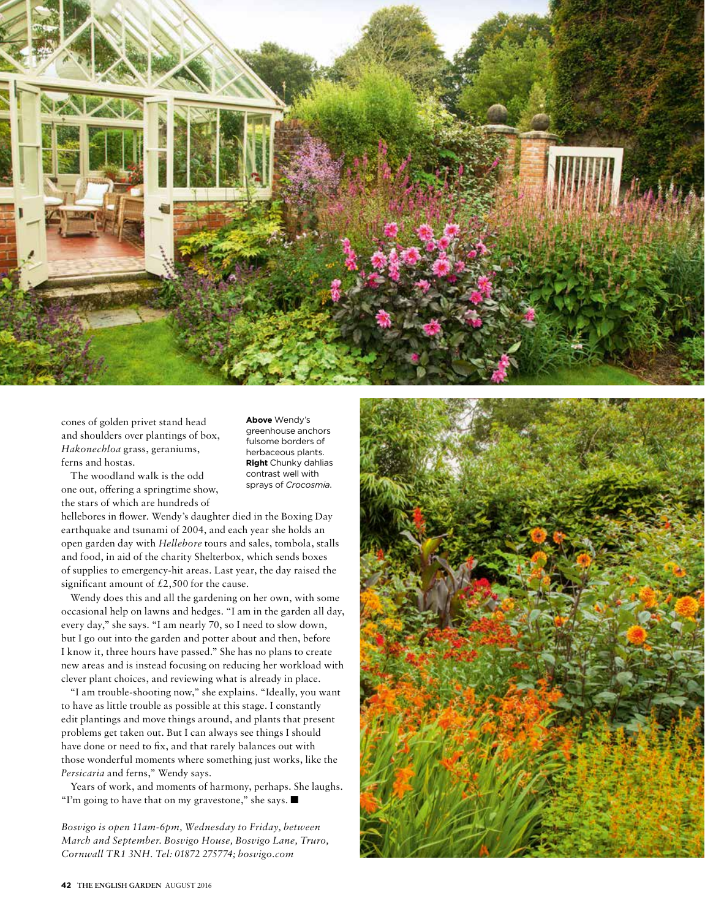cones of golden privet stand head and shoulders over plantings of box, *Hakonechloa* grass, geraniums, ferns and hostas.

**Above** Wendy's greenhouse anchors fulsome borders of herbaceous plants. **Right** Chunky dahlias contrast well with sprays of *Crocosmia*.

The woodland walk is the odd one out, offering a springtime show, the stars of which are hundreds of hellebores in flower. Wendy's daughter died in the Boxing Day earthquake and tsunami of 2004, and each year she holds an open garden day with *Hellebore* tours and sales, tombola, stalls and food, in aid of the charity Shelterbox, which sends boxes of supplies to emergency-hit areas. Last year, the day raised the significant amount of £2,500 for the cause.

Wendy does this and all the gardening on her own, with some occasional help on lawns and hedges. "I am in the garden all day, every day," she says. "I am nearly 70, so I need to slow down, but I go out into the garden and potter about and then, before I know it, three hours have passed." She has no plans to create new areas and is instead focusing on reducing her workload with clever plant choices, and reviewing what is already in place.

"I am trouble-shooting now," she explains. "Ideally, you want to have as little trouble as possible at this stage. I constantly edit plantings and move things around, and plants that present problems get taken out. But I can always see things I should have done or need to fix, and that rarely balances out with those wonderful moments where something just works, like the *Persicaria* and ferns," Wendy says.

Years of work, and moments of harmony, perhaps. She laughs. "I'm going to have that on my gravestone," she says. ■

*Bosvigo is open 11am-6pm, Wednesday to Friday, between March and September. Bosvigo House, Bosvigo Lane, Truro, Cornwall TR1 3NH. Tel: 01872 275774; bosvigo.com*